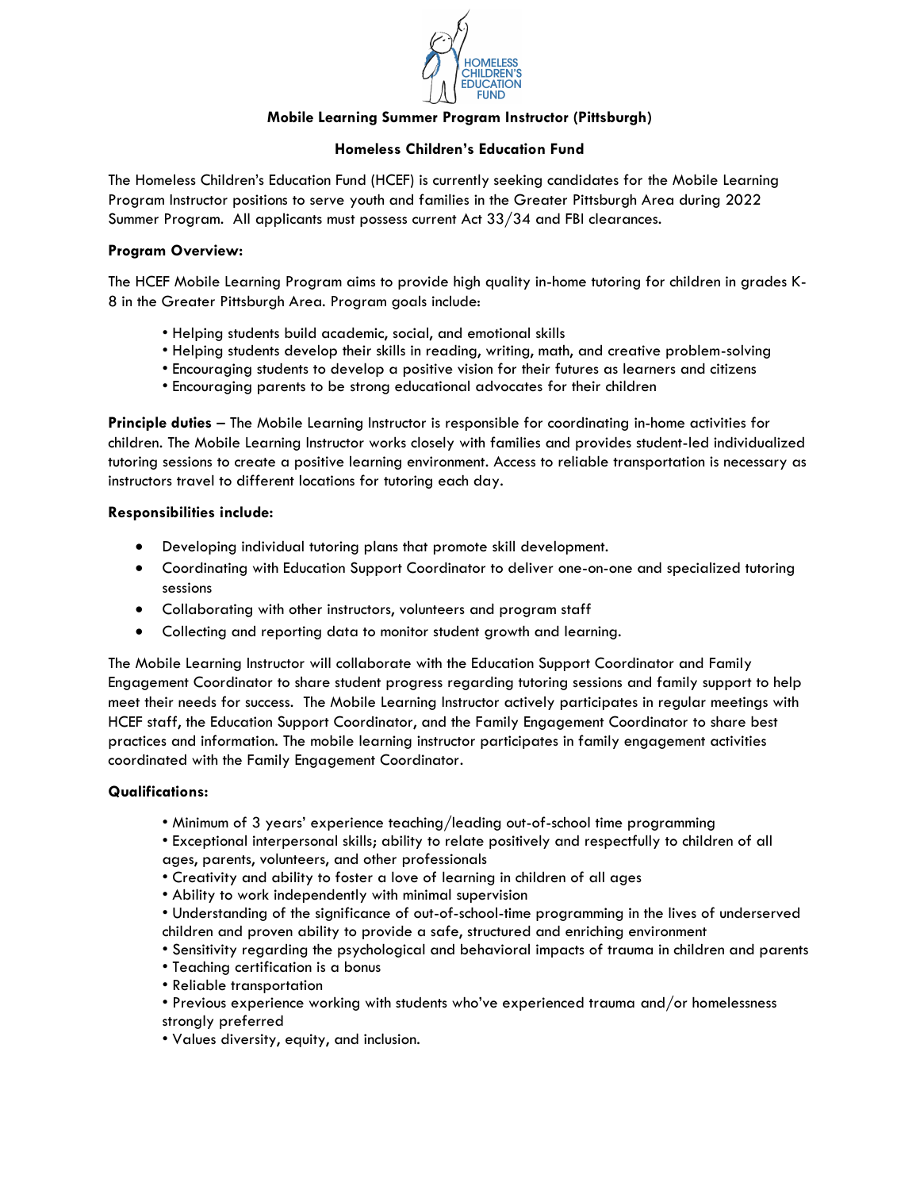HOMELESS CHILDREN'S EDUCATION FUND

# Mobile Learning Summer Program Instructor (Pittsburgh)

## Homeless Children's Education Fund

The Homeless Children's Education Fund (HCEF) is currently seeking candidates for the Mobile Learning Program Instructor positions to serve youth and families in the Greater Pittsburgh Area during 2022 Summer Program. All applicants must possess current Act 33/34 and FBI clearances.

**Program Overview:**

The HCEF Mobile Learning Program aims to provide high quality in-home tutoring for children in grades K-8 in the Greater Pittsburgh Area. Program goals include:

- Helping students build academic, social, and emotional skills
- Helping students develop their skills in reading, writing, math, and creative problem-solving
- Encouraging students to develop a positive vision for their futures as learners and citizens
- Encouraging parents to be strong educational advocates for their children

**Principle duties** – The Mobile Learning Instructor is responsible for coordinating in-home activities for children. The Mobile Learning Instructor works closely with families and provides student-led individualized tutoring sessions to create a positive learning environment. Access to reliable transportation is necessary as instructors travel to different locations for tutoring each day.

**Responsibilities include:**

- Developing individual tutoring plans that promote skill development.
- Coordinating with Education Support Coordinator to deliver one-on-one and specialized tutoring sessions
- Collaborating with other instructors, volunteers and program staff
- Collecting and reporting data to monitor student growth and learning.

The Mobile Learning Instructor will collaborate with the Education Support Coordinator and Family Engagement Coordinator to share student progress regarding tutoring sessions and family support to help meet their needs for success. The Mobile Learning Instructor actively participates in regular meetings with HCEF staff, the Education Support Coordinator, and the Family Engagement Coordinator to share best practices and information. The mobile learning instructor participates in family engagement activities coordinated with the Family Engagement Coordinator.

**Qualifications:**

- Minimum of 3 years' experience teaching/leading out-of-school time programming
- Exceptional interpersonal skills; ability to relate positively and respectfully to children of all ages, parents, volunteers, and other professionals
- Creativity and ability to foster a love of learning in children of all ages
- Ability to work independently with minimal supervision
- Understanding of the significance of out-of-school-time programming in the lives of underserved children and proven ability to provide a safe, structured and enriching environment
- Sensitivity regarding the psychological and behavioral impacts of trauma in children and parents
- Teaching certification is a bonus
- Reliable transportation
- Previous experience working with students who've experienced trauma and/or homelessness strongly preferred
- Values diversity, equity, and inclusion.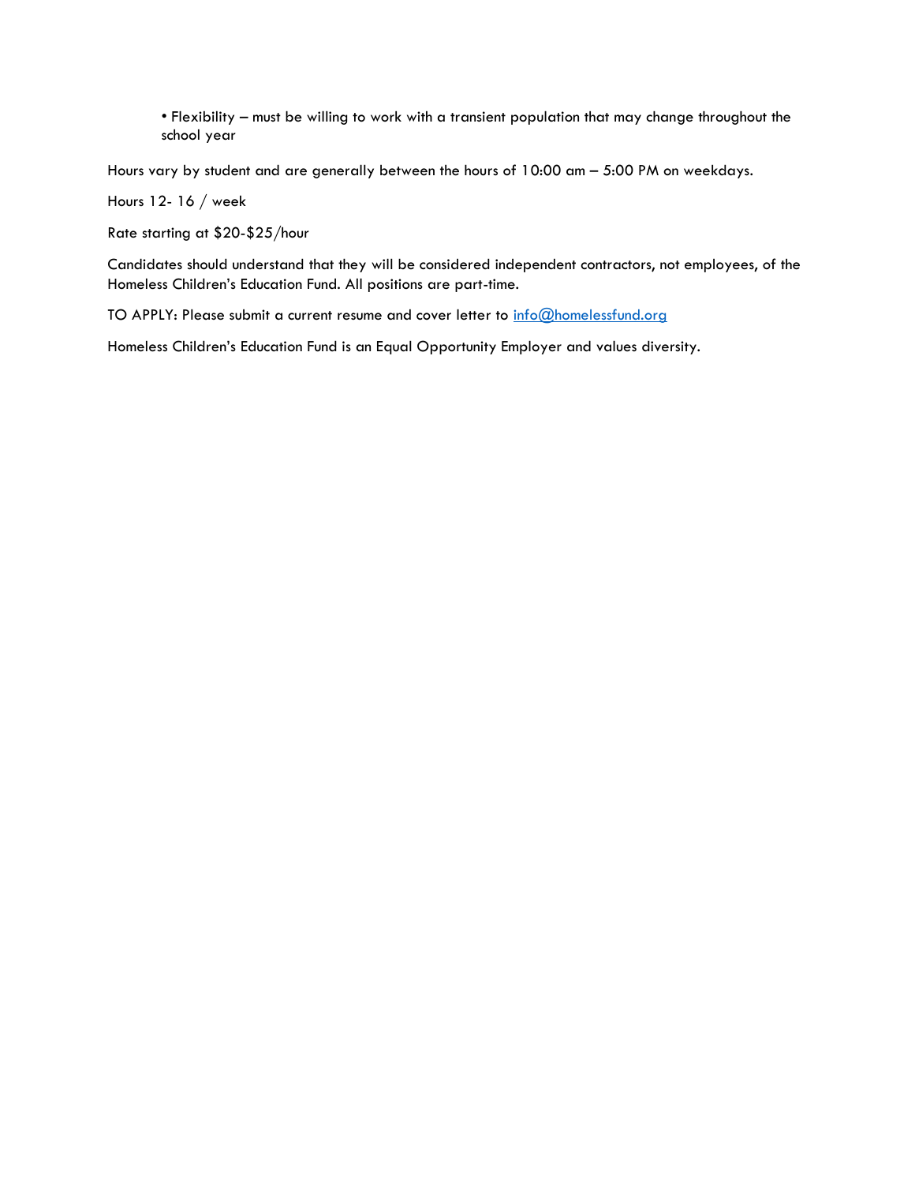- Flexibility – must be willing to work with a transient population that may change throughout the school year

Hours vary by student and are generally between the hours of 10:00 am – 5:00 PM on weekdays.

Hours 12- 16 / week

Rate starting at $20-$25/hour

Candidates should understand that they will be considered independent contractors, not employees, of the Homeless Children's Education Fund. All positions are part-time.

TO APPLY: Please submit a current resume and cover letter to info@homelessfund.org

Homeless Children's Education Fund is an Equal Opportunity Employer and values diversity.